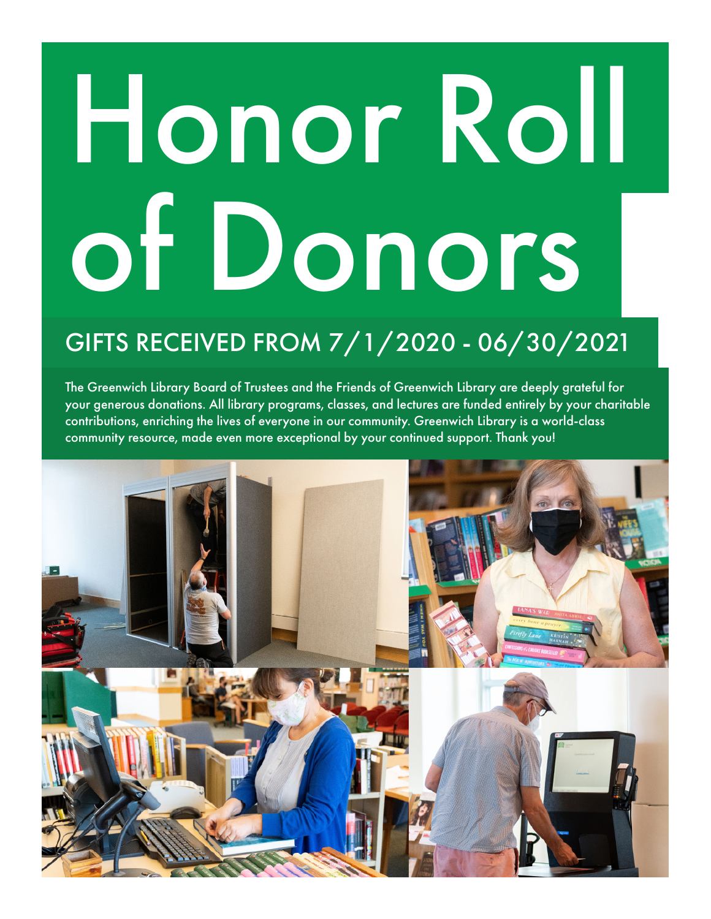# Honor Roll of Donors

## GIFTS RECEIVED FROM 7/1/2020 - 06/30/2021

The Greenwich Library Board of Trustees and the Friends of Greenwich Library are deeply grateful for your generous donations. All library programs, classes, and lectures are funded entirely by your charitable contributions, enriching the lives of everyone in our community. Greenwich Library is a world-class community resource, made even more exceptional by your continued support. Thank you!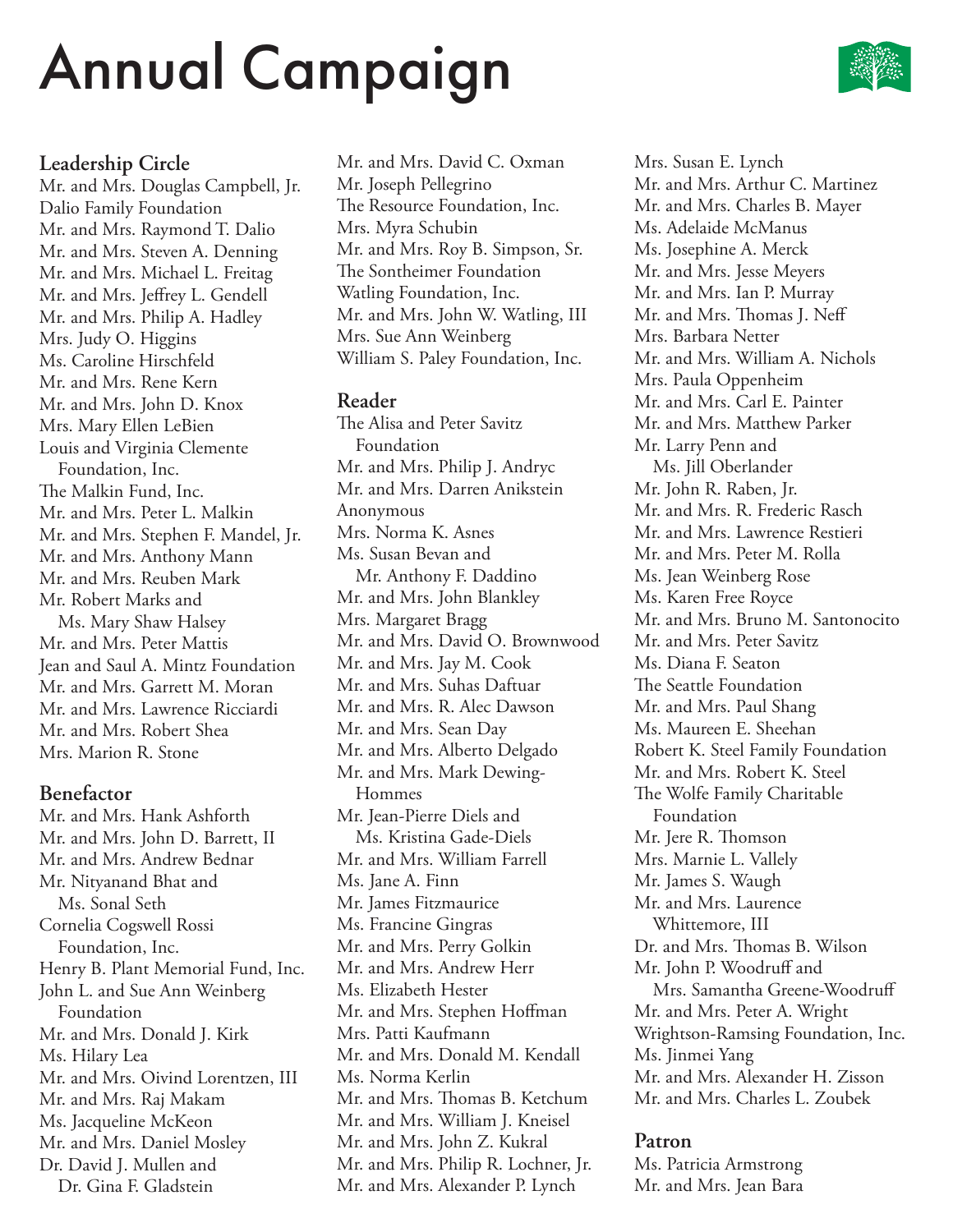# Annual Campaign

### Leadership Circle

Mr. and Mrs. Douglas Campbell, Jr.
Dalio Family Foundation
Mr. and Mrs. Raymond T. Dalio
Mr. and Mrs. Steven A. Denning
Mr. and Mrs. Michael L. Freitag
Mr. and Mrs. Jeffrey L. Gendell
Mr. and Mrs. Philip A. Hadley
Mrs. Judy O. Higgins
Ms. Caroline Hirschfeld
Mr. and Mrs. Rene Kern
Mr. and Mrs. John D. Knox
Mrs. Mary Ellen LeBien
Louis and Virginia Clemente Foundation, Inc.
The Malkin Fund, Inc.
Mr. and Mrs. Peter L. Malkin
Mr. and Mrs. Stephen F. Mandel, Jr.
Mr. and Mrs. Anthony Mann
Mr. and Mrs. Reuben Mark
Mr. Robert Marks and Ms. Mary Shaw Halsey
Mr. and Mrs. Peter Mattis
Jean and Saul A. Mintz Foundation
Mr. and Mrs. Garrett M. Moran
Mr. and Mrs. Lawrence Ricciardi
Mr. and Mrs. Robert Shea
Mrs. Marion R. Stone

### Benefactor

Mr. and Mrs. Hank Ashforth
Mr. and Mrs. John D. Barrett, II
Mr. and Mrs. Andrew Bednar
Mr. Nityanand Bhat and Ms. Sonal Seth
Cornelia Cogswell Rossi Foundation, Inc.
Henry B. Plant Memorial Fund, Inc.
John L. and Sue Ann Weinberg Foundation
Mr. and Mrs. Donald J. Kirk
Ms. Hilary Lea
Mr. and Mrs. Oivind Lorentzen, III
Mr. and Mrs. Raj Makam
Ms. Jacqueline McKeon
Mr. and Mrs. Daniel Mosley
Dr. David J. Mullen and Dr. Gina F. Gladstein
Mr. and Mrs. David C. Oxman
Mr. Joseph Pellegrino
The Resource Foundation, Inc.
Mrs. Myra Schubin
Mr. and Mrs. Roy B. Simpson, Sr.
The Sontheimer Foundation
Watling Foundation, Inc.
Mr. and Mrs. John W. Watling, III
Mrs. Sue Ann Weinberg
William S. Paley Foundation, Inc.

### Reader

The Alisa and Peter Savitz Foundation
Mr. and Mrs. Philip J. Andryc
Mr. and Mrs. Darren Anikstein
Anonymous
Mrs. Norma K. Asnes
Ms. Susan Bevan and Mr. Anthony F. Daddino
Mr. and Mrs. John Blankley
Mrs. Margaret Bragg
Mr. and Mrs. David O. Brownwood
Mr. and Mrs. Jay M. Cook
Mr. and Mrs. Suhas Daftuar
Mr. and Mrs. R. Alec Dawson
Mr. and Mrs. Sean Day
Mr. and Mrs. Alberto Delgado
Mr. and Mrs. Mark Dewing-Hommes
Mr. Jean-Pierre Diels and Ms. Kristina Gade-Diels
Mr. and Mrs. William Farrell
Ms. Jane A. Finn
Mr. James Fitzmaurice
Ms. Francine Gingras
Mr. and Mrs. Perry Golkin
Mr. and Mrs. Andrew Herr
Ms. Elizabeth Hester
Mr. and Mrs. Stephen Hoffman
Mrs. Patti Kaufmann
Mr. and Mrs. Donald M. Kendall
Ms. Norma Kerlin
Mr. and Mrs. Thomas B. Ketchum
Mr. and Mrs. William J. Kneisel
Mr. and Mrs. John Z. Kukral
Mr. and Mrs. Philip R. Lochner, Jr.
Mr. and Mrs. Alexander P. Lynch
Mrs. Susan E. Lynch
Mr. and Mrs. Arthur C. Martinez
Mr. and Mrs. Charles B. Mayer
Ms. Adelaide McManus
Ms. Josephine A. Merck
Mr. and Mrs. Jesse Meyers
Mr. and Mrs. Ian P. Murray
Mr. and Mrs. Thomas J. Neff
Mrs. Barbara Netter
Mr. and Mrs. William A. Nichols
Mrs. Paula Oppenheim
Mr. and Mrs. Carl E. Painter
Mr. and Mrs. Matthew Parker
Mr. Larry Penn and Ms. Jill Oberlander
Mr. John R. Raben, Jr.
Mr. and Mrs. R. Frederic Rasch
Mr. and Mrs. Lawrence Restieri
Mr. and Mrs. Peter M. Rolla
Ms. Jean Weinberg Rose
Ms. Karen Free Royce
Mr. and Mrs. Bruno M. Santonocito
Mr. and Mrs. Peter Savitz
Ms. Diana F. Seaton
The Seattle Foundation
Mr. and Mrs. Paul Shang
Ms. Maureen E. Sheehan
Robert K. Steel Family Foundation
Mr. and Mrs. Robert K. Steel
The Wolfe Family Charitable Foundation
Mr. Jere R. Thomson
Mrs. Marnie L. Vallely
Mr. James S. Waugh
Mr. and Mrs. Laurence Whittemore, III
Dr. and Mrs. Thomas B. Wilson
Mr. John P. Woodruff and Mrs. Samantha Greene-Woodruff
Mr. and Mrs. Peter A. Wright
Wrightson-Ramsing Foundation, Inc.
Ms. Jinmei Yang
Mr. and Mrs. Alexander H. Zisson
Mr. and Mrs. Charles L. Zoubek

### Patron

Ms. Patricia Armstrong
Mr. and Mrs. Jean Bara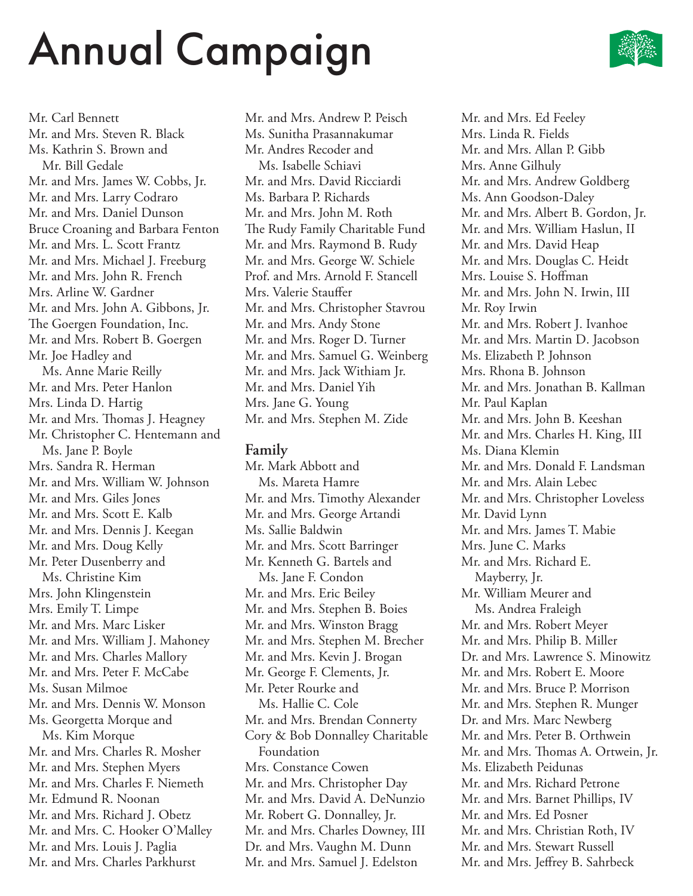# Annual Campaign

Mr. Carl Bennett
Mr. and Mrs. Steven R. Black
Ms. Kathrin S. Brown and Mr. Bill Gedale
Mr. and Mrs. James W. Cobbs, Jr.
Mr. and Mrs. Larry Codraro
Mr. and Mrs. Daniel Dunson
Bruce Croaning and Barbara Fenton
Mr. and Mrs. L. Scott Frantz
Mr. and Mrs. Michael J. Freeburg
Mr. and Mrs. John R. French
Mrs. Arline W. Gardner
Mr. and Mrs. John A. Gibbons, Jr.
The Goergen Foundation, Inc.
Mr. and Mrs. Robert B. Goergen
Mr. Joe Hadley and Ms. Anne Marie Reilly
Mr. and Mrs. Peter Hanlon
Mrs. Linda D. Hartig
Mr. and Mrs. Thomas J. Heagney
Mr. Christopher C. Hentemann and Ms. Jane P. Boyle
Mrs. Sandra R. Herman
Mr. and Mrs. William W. Johnson
Mr. and Mrs. Giles Jones
Mr. and Mrs. Scott E. Kalb
Mr. and Mrs. Dennis J. Keegan
Mr. and Mrs. Doug Kelly
Mr. Peter Dusenberry and Ms. Christine Kim
Mrs. John Klingenstein
Mrs. Emily T. Limpe
Mr. and Mrs. Marc Lisker
Mr. and Mrs. William J. Mahoney
Mr. and Mrs. Charles Mallory
Mr. and Mrs. Peter F. McCabe
Ms. Susan Milmoe
Mr. and Mrs. Dennis W. Monson
Ms. Georgetta Morque and Ms. Kim Morque
Mr. and Mrs. Charles R. Mosher
Mr. and Mrs. Stephen Myers
Mr. and Mrs. Charles F. Niemeth
Mr. Edmund R. Noonan
Mr. and Mrs. Richard J. Obetz
Mr. and Mrs. C. Hooker O'Malley
Mr. and Mrs. Louis J. Paglia
Mr. and Mrs. Charles Parkhurst
Mr. and Mrs. Andrew P. Peisch
Ms. Sunitha Prasannakumar
Mr. Andres Recoder and Ms. Isabelle Schiavi
Mr. and Mrs. David Ricciardi
Ms. Barbara P. Richards
Mr. and Mrs. John M. Roth
The Rudy Family Charitable Fund
Mr. and Mrs. Raymond B. Rudy
Mr. and Mrs. George W. Schiele
Prof. and Mrs. Arnold F. Stancell
Mrs. Valerie Stauffer
Mr. and Mrs. Christopher Stavrou
Mr. and Mrs. Andy Stone
Mr. and Mrs. Roger D. Turner
Mr. and Mrs. Samuel G. Weinberg
Mr. and Mrs. Jack Withiam Jr.
Mr. and Mrs. Daniel Yih
Mrs. Jane G. Young
Mr. and Mrs. Stephen M. Zide

## Family

Mr. Mark Abbott and Ms. Mareta Hamre
Mr. and Mrs. Timothy Alexander
Mr. and Mrs. George Artandi
Ms. Sallie Baldwin
Mr. and Mrs. Scott Barringer
Mr. Kenneth G. Bartels and Ms. Jane F. Condon
Mr. and Mrs. Eric Beiley
Mr. and Mrs. Stephen B. Boies
Mr. and Mrs. Winston Bragg
Mr. and Mrs. Stephen M. Brecher
Mr. and Mrs. Kevin J. Brogan
Mr. George F. Clements, Jr.
Mr. Peter Rourke and Ms. Hallie C. Cole
Mr. and Mrs. Brendan Connerty
Cory & Bob Donnalley Charitable Foundation
Mrs. Constance Cowen
Mr. and Mrs. Christopher Day
Mr. and Mrs. David A. DeNunzio
Mr. Robert G. Donnalley, Jr.
Mr. and Mrs. Charles Downey, III
Dr. and Mrs. Vaughn M. Dunn
Mr. and Mrs. Samuel J. Edelston
Mr. and Mrs. Ed Feeley
Mrs. Linda R. Fields
Mr. and Mrs. Allan P. Gibb
Mrs. Anne Gilhuly
Mr. and Mrs. Andrew Goldberg
Ms. Ann Goodson-Daley
Mr. and Mrs. Albert B. Gordon, Jr.
Mr. and Mrs. William Haslun, II
Mr. and Mrs. David Heap
Mr. and Mrs. Douglas C. Heidt
Mrs. Louise S. Hoffman
Mr. and Mrs. John N. Irwin, III
Mr. Roy Irwin
Mr. and Mrs. Robert J. Ivanhoe
Mr. and Mrs. Martin D. Jacobson
Ms. Elizabeth P. Johnson
Mrs. Rhona B. Johnson
Mr. and Mrs. Jonathan B. Kallman
Mr. Paul Kaplan
Mr. and Mrs. John B. Keeshan
Mr. and Mrs. Charles H. King, III
Ms. Diana Klemin
Mr. and Mrs. Donald F. Landsman
Mr. and Mrs. Alain Lebec
Mr. and Mrs. Christopher Loveless
Mr. David Lynn
Mr. and Mrs. James T. Mabie
Mrs. June C. Marks
Mr. and Mrs. Richard E. Mayberry, Jr.
Mr. William Meurer and Ms. Andrea Fraleigh
Mr. and Mrs. Robert Meyer
Mr. and Mrs. Philip B. Miller
Dr. and Mrs. Lawrence S. Minowitz
Mr. and Mrs. Robert E. Moore
Mr. and Mrs. Bruce P. Morrison
Mr. and Mrs. Stephen R. Munger
Dr. and Mrs. Marc Newberg
Mr. and Mrs. Peter B. Orthwein
Mr. and Mrs. Thomas A. Ortwein, Jr.
Ms. Elizabeth Peidunas
Mr. and Mrs. Richard Petrone
Mr. and Mrs. Barnet Phillips, IV
Mr. and Mrs. Ed Posner
Mr. and Mrs. Christian Roth, IV
Mr. and Mrs. Stewart Russell
Mr. and Mrs. Jeffrey B. Sahrbeck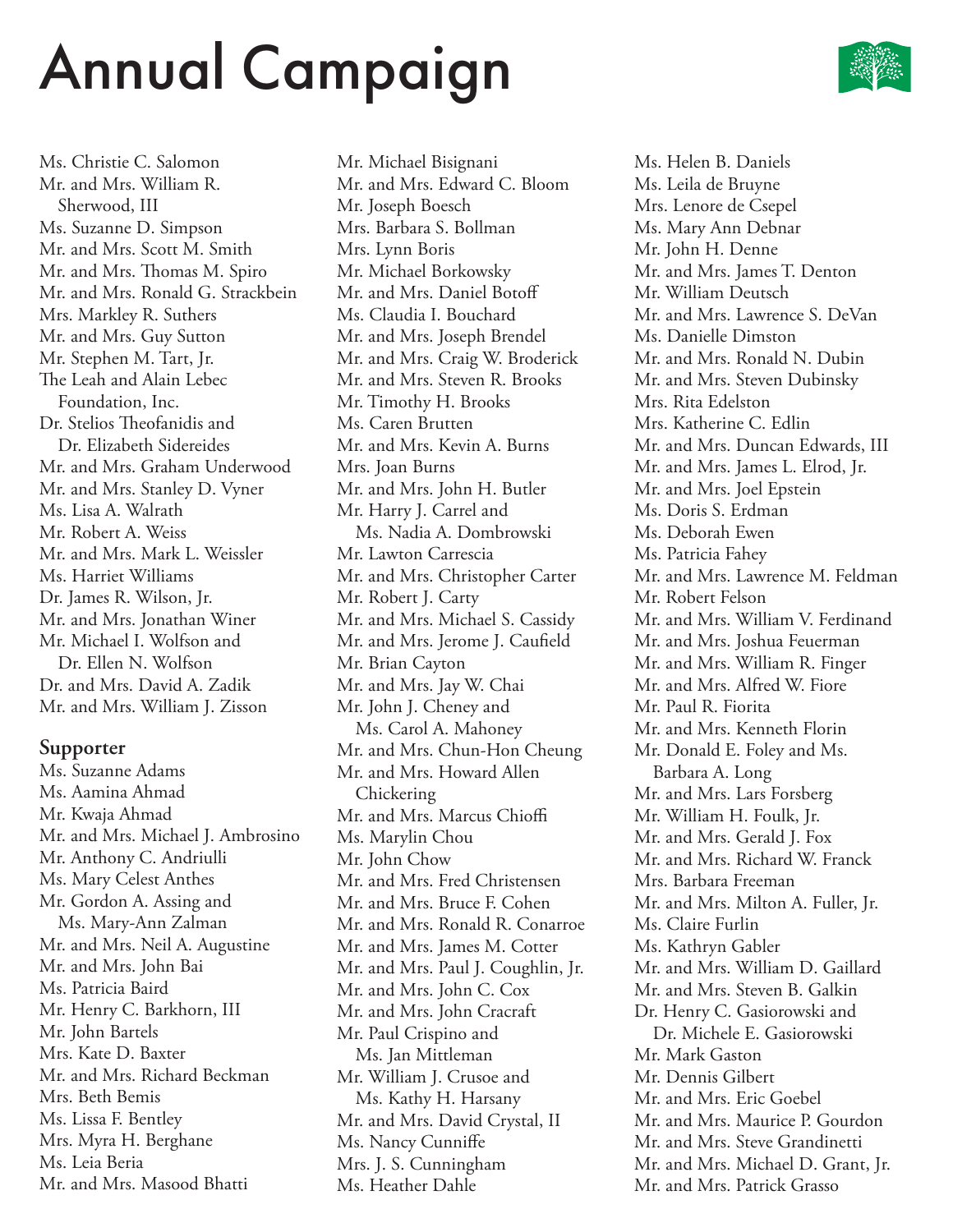# Annual Campaign

Ms. Christie C. Salomon
Mr. and Mrs. William R. Sherwood, III
Ms. Suzanne D. Simpson
Mr. and Mrs. Scott M. Smith
Mr. and Mrs. Thomas M. Spiro
Mr. and Mrs. Ronald G. Strackbein
Mrs. Markley R. Suthers
Mr. and Mrs. Guy Sutton
Mr. Stephen M. Tart, Jr.
The Leah and Alain Lebec Foundation, Inc.
Dr. Stelios Theofanidis and Dr. Elizabeth Sidereides
Mr. and Mrs. Graham Underwood
Mr. and Mrs. Stanley D. Vyner
Ms. Lisa A. Walrath
Mr. Robert A. Weiss
Mr. and Mrs. Mark L. Weissler
Ms. Harriet Williams
Dr. James R. Wilson, Jr.
Mr. and Mrs. Jonathan Winer
Mr. Michael I. Wolfson and Dr. Ellen N. Wolfson
Dr. and Mrs. David A. Zadik
Mr. and Mrs. William J. Zisson

**Supporter**

Ms. Suzanne Adams
Ms. Aamina Ahmad
Mr. Kwaja Ahmad
Mr. and Mrs. Michael J. Ambrosino
Mr. Anthony C. Andriulli
Ms. Mary Celest Anthes
Mr. Gordon A. Assing and Ms. Mary-Ann Zalman
Mr. and Mrs. Neil A. Augustine
Mr. and Mrs. John Bai
Ms. Patricia Baird
Mr. Henry C. Barkhorn, III
Mr. John Bartels
Mrs. Kate D. Baxter
Mr. and Mrs. Richard Beckman
Mrs. Beth Bemis
Ms. Lissa F. Bentley
Mrs. Myra H. Berghane
Ms. Leia Beria
Mr. and Mrs. Masood Bhatti
Mr. Michael Bisignani
Mr. and Mrs. Edward C. Bloom
Mr. Joseph Boesch
Mrs. Barbara S. Bollman
Mrs. Lynn Boris
Mr. Michael Borkowsky
Mr. and Mrs. Daniel Botoff
Ms. Claudia I. Bouchard
Mr. and Mrs. Joseph Brendel
Mr. and Mrs. Craig W. Broderick
Mr. and Mrs. Steven R. Brooks
Mr. Timothy H. Brooks
Ms. Caren Brutten
Mr. and Mrs. Kevin A. Burns
Mrs. Joan Burns
Mr. and Mrs. John H. Butler
Mr. Harry J. Carrel and Ms. Nadia A. Dombrowski
Mr. Lawton Carrescia
Mr. and Mrs. Christopher Carter
Mr. Robert J. Carty
Mr. and Mrs. Michael S. Cassidy
Mr. and Mrs. Jerome J. Caufield
Mr. Brian Cayton
Mr. and Mrs. Jay W. Chai
Mr. John J. Cheney and Ms. Carol A. Mahoney
Mr. and Mrs. Chun-Hon Cheung
Mr. and Mrs. Howard Allen Chickering
Mr. and Mrs. Marcus Chioffi
Ms. Marylin Chou
Mr. John Chow
Mr. and Mrs. Fred Christensen
Mr. and Mrs. Bruce F. Cohen
Mr. and Mrs. Ronald R. Conarroe
Mr. and Mrs. James M. Cotter
Mr. and Mrs. Paul J. Coughlin, Jr.
Mr. and Mrs. John C. Cox
Mr. and Mrs. John Cracraft
Mr. Paul Crispino and Ms. Jan Mittleman
Mr. William J. Crusoe and Ms. Kathy H. Harsany
Mr. and Mrs. David Crystal, II
Ms. Nancy Cunniffe
Mrs. J. S. Cunningham
Ms. Heather Dahle
Ms. Helen B. Daniels
Ms. Leila de Bruyne
Mrs. Lenore de Csepel
Ms. Mary Ann Debnar
Mr. John H. Denne
Mr. and Mrs. James T. Denton
Mr. William Deutsch
Mr. and Mrs. Lawrence S. DeVan
Ms. Danielle Dimston
Mr. and Mrs. Ronald N. Dubin
Mr. and Mrs. Steven Dubinsky
Mrs. Rita Edelston
Mrs. Katherine C. Edlin
Mr. and Mrs. Duncan Edwards, III
Mr. and Mrs. James L. Elrod, Jr.
Mr. and Mrs. Joel Epstein
Ms. Doris S. Erdman
Ms. Deborah Ewen
Ms. Patricia Fahey
Mr. and Mrs. Lawrence M. Feldman
Mr. Robert Felson
Mr. and Mrs. William V. Ferdinand
Mr. and Mrs. Joshua Feuerman
Mr. and Mrs. William R. Finger
Mr. and Mrs. Alfred W. Fiore
Mr. Paul R. Fiorita
Mr. and Mrs. Kenneth Florin
Mr. Donald E. Foley and Ms. Barbara A. Long
Mr. and Mrs. Lars Forsberg
Mr. William H. Foulk, Jr.
Mr. and Mrs. Gerald J. Fox
Mr. and Mrs. Richard W. Franck
Mrs. Barbara Freeman
Mr. and Mrs. Milton A. Fuller, Jr.
Ms. Claire Furlin
Ms. Kathryn Gabler
Mr. and Mrs. William D. Gaillard
Mr. and Mrs. Steven B. Galkin
Dr. Henry C. Gasiorowski and Dr. Michele E. Gasiorowski
Mr. Mark Gaston
Mr. Dennis Gilbert
Mr. and Mrs. Eric Goebel
Mr. and Mrs. Maurice P. Gourdon
Mr. and Mrs. Steve Grandinetti
Mr. and Mrs. Michael D. Grant, Jr.
Mr. and Mrs. Patrick Grasso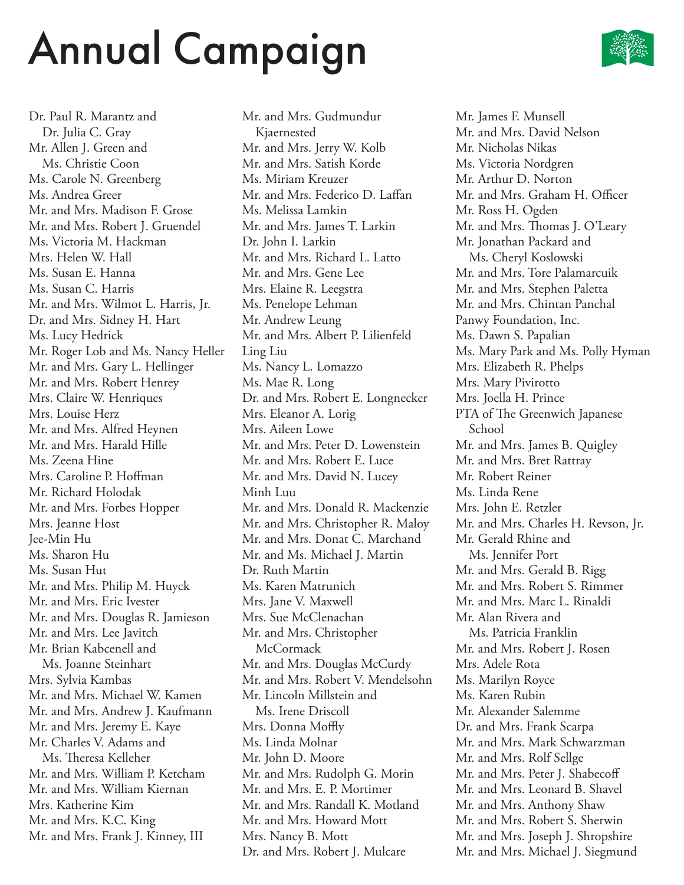# Annual Campaign

Dr. Paul R. Marantz and Dr. Julia C. Gray
Mr. Allen J. Green and Ms. Christie Coon
Ms. Carole N. Greenberg
Ms. Andrea Greer
Mr. and Mrs. Madison F. Grose
Mr. and Mrs. Robert J. Gruendel
Ms. Victoria M. Hackman
Mrs. Helen W. Hall
Ms. Susan E. Hanna
Ms. Susan C. Harris
Mr. and Mrs. Wilmot L. Harris, Jr.
Dr. and Mrs. Sidney H. Hart
Ms. Lucy Hedrick
Mr. Roger Lob and Ms. Nancy Heller
Mr. and Mrs. Gary L. Hellinger
Mr. and Mrs. Robert Henrey
Mrs. Claire W. Henriques
Mrs. Louise Herz
Mr. and Mrs. Alfred Heynen
Mr. and Mrs. Harald Hille
Ms. Zeena Hine
Mrs. Caroline P. Hoffman
Mr. Richard Holodak
Mr. and Mrs. Forbes Hopper
Mrs. Jeanne Host
Jee-Min Hu
Ms. Sharon Hu
Ms. Susan Hut
Mr. and Mrs. Philip M. Huyck
Mr. and Mrs. Eric Ivester
Mr. and Mrs. Douglas R. Jamieson
Mr. and Mrs. Lee Javitch
Mr. Brian Kabcenell and Ms. Joanne Steinhart
Mrs. Sylvia Kambas
Mr. and Mrs. Michael W. Kamen
Mr. and Mrs. Andrew J. Kaufmann
Mr. and Mrs. Jeremy E. Kaye
Mr. Charles V. Adams and Ms. Theresa Kelleher
Mr. and Mrs. William P. Ketcham
Mr. and Mrs. William Kiernan
Mrs. Katherine Kim
Mr. and Mrs. K.C. King
Mr. and Mrs. Frank J. Kinney, III
Mr. and Mrs. Gudmundur Kjaernested
Mr. and Mrs. Jerry W. Kolb
Mr. and Mrs. Satish Korde
Ms. Miriam Kreuzer
Mr. and Mrs. Federico D. Laffan
Ms. Melissa Lamkin
Mr. and Mrs. James T. Larkin
Dr. John I. Larkin
Mr. and Mrs. Richard L. Latto
Mr. and Mrs. Gene Lee
Mrs. Elaine R. Leegstra
Ms. Penelope Lehman
Mr. Andrew Leung
Mr. and Mrs. Albert P. Lilienfeld
Ling Liu
Ms. Nancy L. Lomazzo
Ms. Mae R. Long
Dr. and Mrs. Robert E. Longnecker
Mrs. Eleanor A. Lorig
Mrs. Aileen Lowe
Mr. and Mrs. Peter D. Lowenstein
Mr. and Mrs. Robert E. Luce
Mr. and Mrs. David N. Lucey
Minh Luu
Mr. and Mrs. Donald R. Mackenzie
Mr. and Mrs. Christopher R. Maloy
Mr. and Mrs. Donat C. Marchand
Mr. and Ms. Michael J. Martin
Dr. Ruth Martin
Ms. Karen Matrunich
Mrs. Jane V. Maxwell
Mrs. Sue McClenachan
Mr. and Mrs. Christopher McCormack
Mr. and Mrs. Douglas McCurdy
Mr. and Mrs. Robert V. Mendelsohn
Mr. Lincoln Millstein and Ms. Irene Driscoll
Mrs. Donna Moffly
Ms. Linda Molnar
Mr. John D. Moore
Mr. and Mrs. Rudolph G. Morin
Mr. and Mrs. E. P. Mortimer
Mr. and Mrs. Randall K. Motland
Mr. and Mrs. Howard Mott
Mrs. Nancy B. Mott
Dr. and Mrs. Robert J. Mulcare
Mr. James F. Munsell
Mr. and Mrs. David Nelson
Mr. Nicholas Nikas
Ms. Victoria Nordgren
Mr. Arthur D. Norton
Mr. and Mrs. Graham H. Officer
Mr. Ross H. Ogden
Mr. and Mrs. Thomas J. O'Leary
Mr. Jonathan Packard and Ms. Cheryl Koslowski
Mr. and Mrs. Tore Palamarcuik
Mr. and Mrs. Stephen Paletta
Mr. and Mrs. Chintan Panchal
Panwy Foundation, Inc.
Ms. Dawn S. Papalian
Ms. Mary Park and Ms. Polly Hyman
Mrs. Elizabeth R. Phelps
Mrs. Mary Pivirotto
Mrs. Joella H. Prince
PTA of The Greenwich Japanese School
Mr. and Mrs. James B. Quigley
Mr. and Mrs. Bret Rattray
Mr. Robert Reiner
Ms. Linda Rene
Mrs. John E. Retzler
Mr. and Mrs. Charles H. Revson, Jr.
Mr. Gerald Rhine and Ms. Jennifer Port
Mr. and Mrs. Gerald B. Rigg
Mr. and Mrs. Robert S. Rimmer
Mr. and Mrs. Marc L. Rinaldi
Mr. Alan Rivera and Ms. Patricia Franklin
Mr. and Mrs. Robert J. Rosen
Mrs. Adele Rota
Ms. Marilyn Royce
Ms. Karen Rubin
Mr. Alexander Salemme
Dr. and Mrs. Frank Scarpa
Mr. and Mrs. Mark Schwarzman
Mr. and Mrs. Rolf Sellge
Mr. and Mrs. Peter J. Shabecoff
Mr. and Mrs. Leonard B. Shavel
Mr. and Mrs. Anthony Shaw
Mr. and Mrs. Robert S. Sherwin
Mr. and Mrs. Joseph J. Shropshire
Mr. and Mrs. Michael J. Siegmund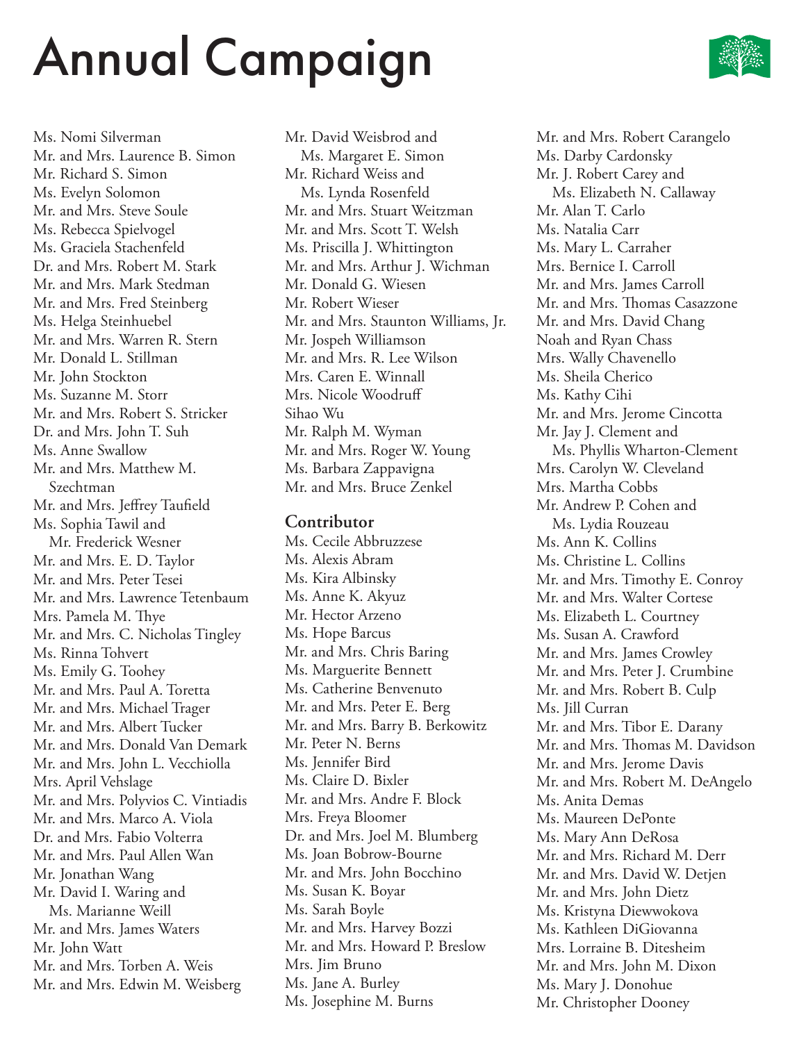# Annual Campaign

Ms. Nomi Silverman
Mr. and Mrs. Laurence B. Simon
Mr. Richard S. Simon
Ms. Evelyn Solomon
Mr. and Mrs. Steve Soule
Ms. Rebecca Spielvogel
Ms. Graciela Stachenfeld
Dr. and Mrs. Robert M. Stark
Mr. and Mrs. Mark Stedman
Mr. and Mrs. Fred Steinberg
Ms. Helga Steinhuebel
Mr. and Mrs. Warren R. Stern
Mr. Donald L. Stillman
Mr. John Stockton
Ms. Suzanne M. Storr
Mr. and Mrs. Robert S. Stricker
Dr. and Mrs. John T. Suh
Ms. Anne Swallow
Mr. and Mrs. Matthew M. Szechtman
Mr. and Mrs. Jeffrey Taufield
Ms. Sophia Tawil and Mr. Frederick Wesner
Mr. and Mrs. E. D. Taylor
Mr. and Mrs. Peter Tesei
Mr. and Mrs. Lawrence Tetenbaum
Mrs. Pamela M. Thye
Mr. and Mrs. C. Nicholas Tingley
Ms. Rinna Tohvert
Ms. Emily G. Toohey
Mr. and Mrs. Paul A. Toretta
Mr. and Mrs. Michael Trager
Mr. and Mrs. Albert Tucker
Mr. and Mrs. Donald Van Demark
Mr. and Mrs. John L. Vecchiolla
Mrs. April Vehslage
Mr. and Mrs. Polyvios C. Vintiadis
Mr. and Mrs. Marco A. Viola
Dr. and Mrs. Fabio Volterra
Mr. and Mrs. Paul Allen Wan
Mr. Jonathan Wang
Mr. David I. Waring and Ms. Marianne Weill
Mr. and Mrs. James Waters
Mr. John Watt
Mr. and Mrs. Torben A. Weis
Mr. and Mrs. Edwin M. Weisberg
Mr. David Weisbrod and Ms. Margaret E. Simon
Mr. Richard Weiss and Ms. Lynda Rosenfeld
Mr. and Mrs. Stuart Weitzman
Mr. and Mrs. Scott T. Welsh
Ms. Priscilla J. Whittington
Mr. and Mrs. Arthur J. Wichman
Mr. Donald G. Wiesen
Mr. Robert Wieser
Mr. and Mrs. Staunton Williams, Jr.
Mr. Jospeph Williamson
Mr. and Mrs. R. Lee Wilson
Mrs. Caren E. Winnall
Mrs. Nicole Woodruff
Sihao Wu
Mr. Ralph M. Wyman
Mr. and Mrs. Roger W. Young
Ms. Barbara Zappavigna
Mr. and Mrs. Bruce Zenkel

### Contributor

Ms. Cecile Abbruzzese
Ms. Alexis Abram
Ms. Kira Albinsky
Ms. Anne K. Akyuz
Mr. Hector Arzeno
Ms. Hope Barcus
Mr. and Mrs. Chris Baring
Ms. Marguerite Bennett
Ms. Catherine Benvenuto
Mr. and Mrs. Peter E. Berg
Mr. and Mrs. Barry B. Berkowitz
Mr. Peter N. Berns
Ms. Jennifer Bird
Ms. Claire D. Bixler
Mr. and Mrs. Andre F. Block
Mrs. Freya Bloomer
Dr. and Mrs. Joel M. Blumberg
Ms. Joan Bobrow-Bourne
Mr. and Mrs. John Bocchino
Ms. Susan K. Boyar
Ms. Sarah Boyle
Mr. and Mrs. Harvey Bozzi
Mr. and Mrs. Howard P. Breslow
Mrs. Jim Bruno
Ms. Jane A. Burley
Ms. Josephine M. Burns
Mr. and Mrs. Robert Carangelo
Ms. Darby Cardonsky
Mr. J. Robert Carey and Ms. Elizabeth N. Callaway
Mr. Alan T. Carlo
Ms. Natalia Carr
Ms. Mary L. Carraher
Mrs. Bernice I. Carroll
Mr. and Mrs. James Carroll
Mr. and Mrs. Thomas Casazzone
Mr. and Mrs. David Chang
Noah and Ryan Chass
Mrs. Wally Chavenello
Ms. Sheila Cherico
Ms. Kathy Cihi
Mr. and Mrs. Jerome Cincotta
Mr. Jay J. Clement and Ms. Phyllis Wharton-Clement
Mrs. Carolyn W. Cleveland
Mrs. Martha Cobbs
Mr. Andrew P. Cohen and Ms. Lydia Rouzeau
Ms. Ann K. Collins
Ms. Christine L. Collins
Mr. and Mrs. Timothy E. Conroy
Mr. and Mrs. Walter Cortese
Ms. Elizabeth L. Courtney
Ms. Susan A. Crawford
Mr. and Mrs. James Crowley
Mr. and Mrs. Peter J. Crumbine
Mr. and Mrs. Robert B. Culp
Ms. Jill Curran
Mr. and Mrs. Tibor E. Darany
Mr. and Mrs. Thomas M. Davidson
Mr. and Mrs. Jerome Davis
Mr. and Mrs. Robert M. DeAngelo
Ms. Anita Demas
Ms. Maureen DePonte
Ms. Mary Ann DeRosa
Mr. and Mrs. Richard M. Derr
Mr. and Mrs. David W. Detjen
Mr. and Mrs. John Dietz
Ms. Kristyna Diewwokova
Ms. Kathleen DiGiovanna
Mrs. Lorraine B. Ditesheim
Mr. and Mrs. John M. Dixon
Ms. Mary J. Donohue
Mr. Christopher Dooney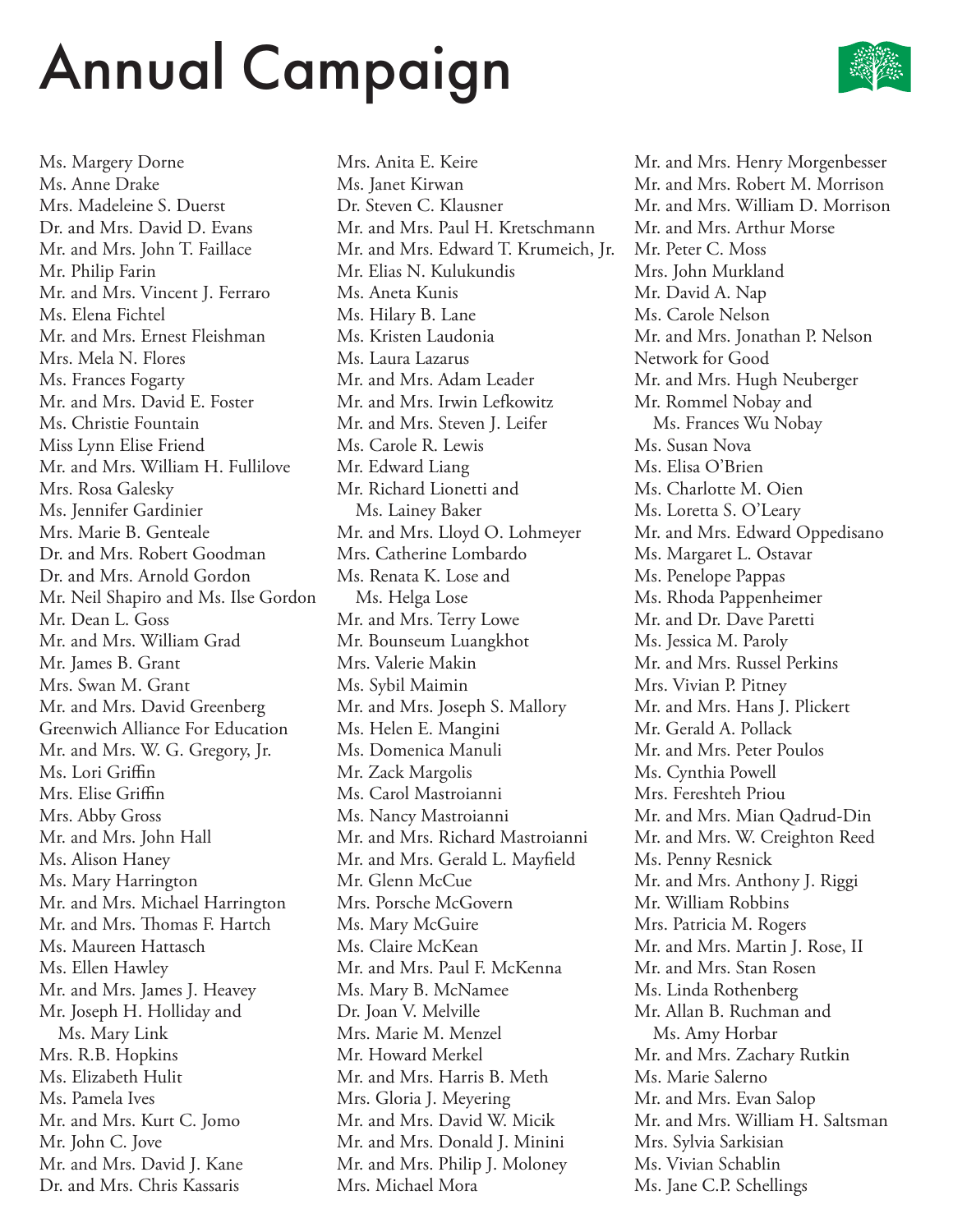# Annual Campaign

Ms. Margery Dorne
Ms. Anne Drake
Mrs. Madeleine S. Duerst
Dr. and Mrs. David D. Evans
Mr. and Mrs. John T. Faillace
Mr. Philip Farin
Mr. and Mrs. Vincent J. Ferraro
Ms. Elena Fichtel
Mr. and Mrs. Ernest Fleishman
Mrs. Mela N. Flores
Ms. Frances Fogarty
Mr. and Mrs. David E. Foster
Ms. Christie Fountain
Miss Lynn Elise Friend
Mr. and Mrs. William H. Fullilove
Mrs. Rosa Galesky
Ms. Jennifer Gardinier
Mrs. Marie B. Genteale
Dr. and Mrs. Robert Goodman
Dr. and Mrs. Arnold Gordon
Mr. Neil Shapiro and Ms. Ilse Gordon
Mr. Dean L. Goss
Mr. and Mrs. William Grad
Mr. James B. Grant
Mrs. Swan M. Grant
Mr. and Mrs. David Greenberg
Greenwich Alliance For Education
Mr. and Mrs. W. G. Gregory, Jr.
Ms. Lori Griffin
Mrs. Elise Griffin
Mrs. Abby Gross
Mr. and Mrs. John Hall
Ms. Alison Haney
Ms. Mary Harrington
Mr. and Mrs. Michael Harrington
Mr. and Mrs. Thomas F. Hartch
Ms. Maureen Hattasch
Ms. Ellen Hawley
Mr. and Mrs. James J. Heavey
Mr. Joseph H. Holliday and Ms. Mary Link
Mrs. R.B. Hopkins
Ms. Elizabeth Hulit
Ms. Pamela Ives
Mr. and Mrs. Kurt C. Jomo
Mr. John C. Jove
Mr. and Mrs. David J. Kane
Dr. and Mrs. Chris Kassaris
Mrs. Anita E. Keire
Ms. Janet Kirwan
Dr. Steven C. Klausner
Mr. and Mrs. Paul H. Kretschmann
Mr. and Mrs. Edward T. Krumeich, Jr.
Mr. Elias N. Kulukundis
Ms. Aneta Kunis
Ms. Hilary B. Lane
Ms. Kristen Laudonia
Ms. Laura Lazarus
Mr. and Mrs. Adam Leader
Mr. and Mrs. Irwin Lefkowitz
Mr. and Mrs. Steven J. Leifer
Ms. Carole R. Lewis
Mr. Edward Liang
Mr. Richard Lionetti and Ms. Lainey Baker
Mr. and Mrs. Lloyd O. Lohmeyer
Mrs. Catherine Lombardo
Ms. Renata K. Lose and Ms. Helga Lose
Mr. and Mrs. Terry Lowe
Mr. Bounseum Luangkhot
Mrs. Valerie Makin
Ms. Sybil Maimin
Mr. and Mrs. Joseph S. Mallory
Ms. Helen E. Mangini
Ms. Domenica Manuli
Mr. Zack Margolis
Ms. Carol Mastroianni
Ms. Nancy Mastroianni
Mr. and Mrs. Richard Mastroianni
Mr. and Mrs. Gerald L. Mayfield
Mr. Glenn McCue
Mrs. Porsche McGovern
Ms. Mary McGuire
Ms. Claire McKean
Mr. and Mrs. Paul F. McKenna
Ms. Mary B. McNamee
Dr. Joan V. Melville
Mrs. Marie M. Menzel
Mr. Howard Merkel
Mr. and Mrs. Harris B. Meth
Mrs. Gloria J. Meyering
Mr. and Mrs. David W. Micik
Mr. and Mrs. Donald J. Minini
Mr. and Mrs. Philip J. Moloney
Mrs. Michael Mora
Mr. and Mrs. Henry Morgenbesser
Mr. and Mrs. Robert M. Morrison
Mr. and Mrs. William D. Morrison
Mr. and Mrs. Arthur Morse
Mr. Peter C. Moss
Mrs. John Murkland
Mr. David A. Nap
Ms. Carole Nelson
Mr. and Mrs. Jonathan P. Nelson
Network for Good
Mr. and Mrs. Hugh Neuberger
Mr. Rommel Nobay and Ms. Frances Wu Nobay
Ms. Susan Nova
Ms. Elisa O'Brien
Ms. Charlotte M. Oien
Ms. Loretta S. O'Leary
Mr. and Mrs. Edward Oppedisano
Ms. Margaret L. Ostavar
Ms. Penelope Pappas
Ms. Rhoda Pappenheimer
Mr. and Dr. Dave Paretti
Ms. Jessica M. Paroly
Mr. and Mrs. Russel Perkins
Mrs. Vivian P. Pitney
Mr. and Mrs. Hans J. Plickert
Mr. Gerald A. Pollack
Mr. and Mrs. Peter Poulos
Ms. Cynthia Powell
Mrs. Fereshteh Priou
Mr. and Mrs. Mian Qadrud-Din
Mr. and Mrs. W. Creighton Reed
Ms. Penny Resnick
Mr. and Mrs. Anthony J. Riggi
Mr. William Robbins
Mrs. Patricia M. Rogers
Mr. and Mrs. Martin J. Rose, II
Mr. and Mrs. Stan Rosen
Ms. Linda Rothenberg
Mr. Allan B. Ruchman and Ms. Amy Horbar
Mr. and Mrs. Zachary Rutkin
Ms. Marie Salerno
Mr. and Mrs. Evan Salop
Mr. and Mrs. William H. Saltsman
Mrs. Sylvia Sarkisian
Ms. Vivian Schablin
Ms. Jane C.P. Schellings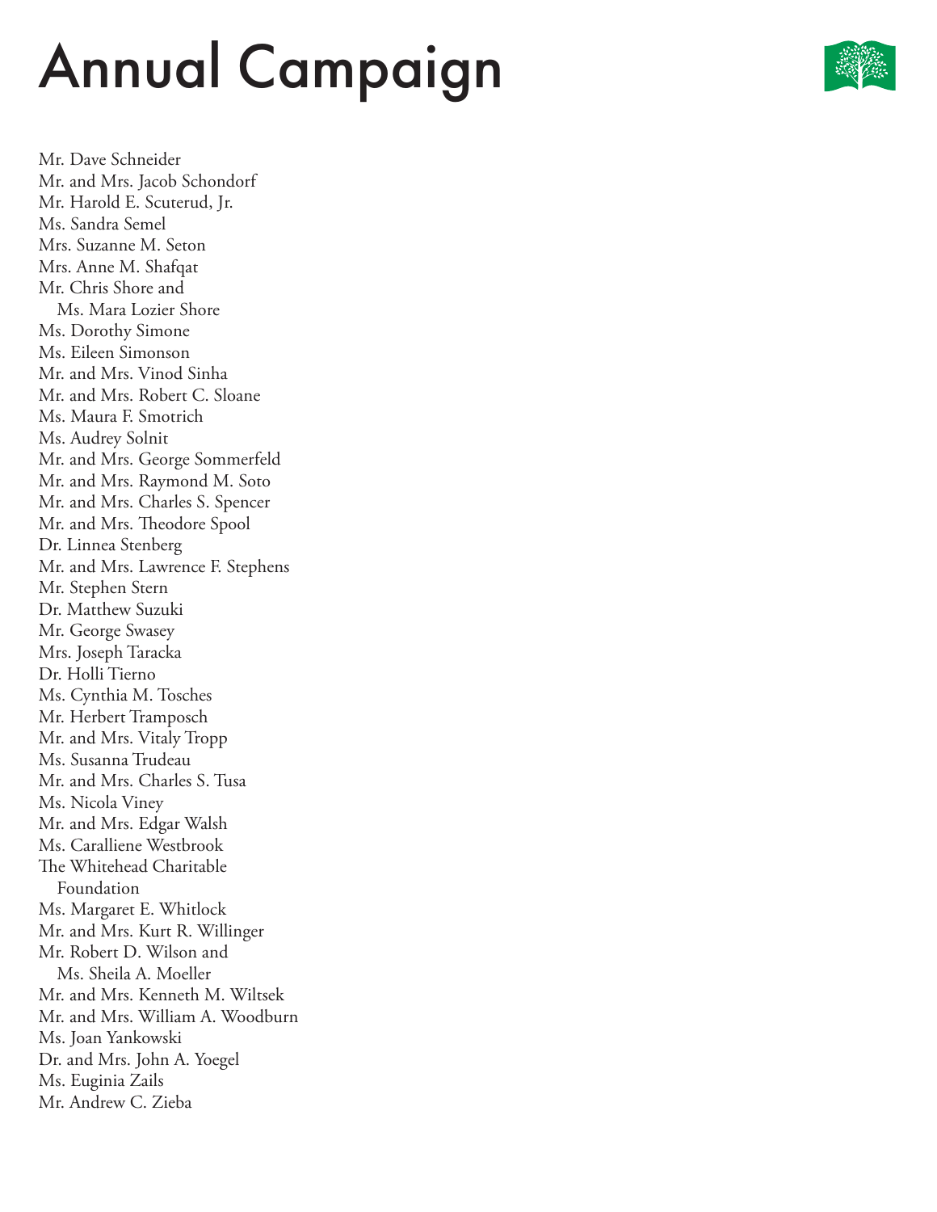# Annual Campaign

Mr. Dave Schneider
Mr. and Mrs. Jacob Schondorf
Mr. Harold E. Scuterud, Jr.
Ms. Sandra Semel
Mrs. Suzanne M. Seton
Mrs. Anne M. Shafqat
Mr. Chris Shore and
 Ms. Mara Lozier Shore
Ms. Dorothy Simone
Ms. Eileen Simonson
Mr. and Mrs. Vinod Sinha
Mr. and Mrs. Robert C. Sloane
Ms. Maura F. Smotrich
Ms. Audrey Solnit
Mr. and Mrs. George Sommerfeld
Mr. and Mrs. Raymond M. Soto
Mr. and Mrs. Charles S. Spencer
Mr. and Mrs. Theodore Spool
Dr. Linnea Stenberg
Mr. and Mrs. Lawrence F. Stephens
Mr. Stephen Stern
Dr. Matthew Suzuki
Mr. George Swasey
Mrs. Joseph Taracka
Dr. Holli Tierno
Ms. Cynthia M. Tosches
Mr. Herbert Tramposch
Mr. and Mrs. Vitaly Tropp
Ms. Susanna Trudeau
Mr. and Mrs. Charles S. Tusa
Ms. Nicola Viney
Mr. and Mrs. Edgar Walsh
Ms. Caralliene Westbrook
The Whitehead Charitable
 Foundation
Ms. Margaret E. Whitlock
Mr. and Mrs. Kurt R. Willinger
Mr. Robert D. Wilson and
 Ms. Sheila A. Moeller
Mr. and Mrs. Kenneth M. Wiltsek
Mr. and Mrs. William A. Woodburn
Ms. Joan Yankowski
Dr. and Mrs. John A. Yoegel
Ms. Euginia Zails
Mr. Andrew C. Zieba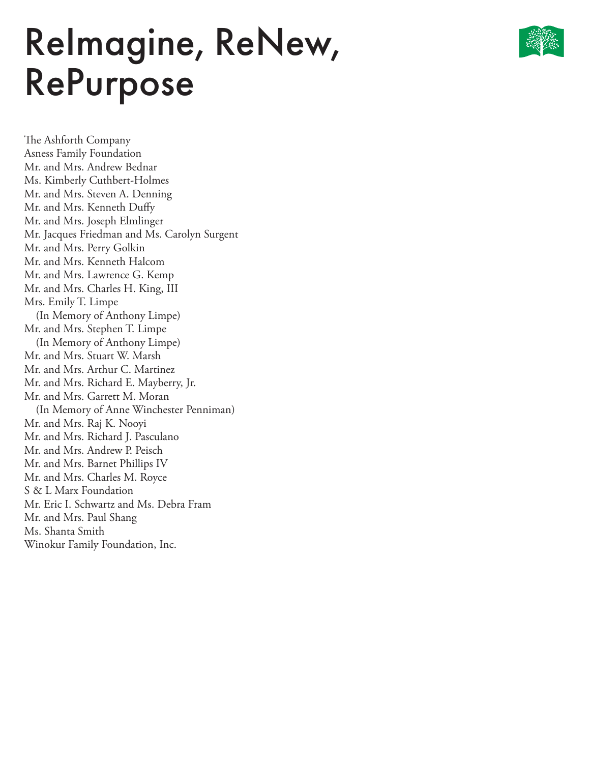# ReImagine, ReNew, RePurpose

The Ashforth Company
Asness Family Foundation
Mr. and Mrs. Andrew Bednar
Ms. Kimberly Cuthbert-Holmes
Mr. and Mrs. Steven A. Denning
Mr. and Mrs. Kenneth Duffy
Mr. and Mrs. Joseph Elmlinger
Mr. Jacques Friedman and Ms. Carolyn Surgent
Mr. and Mrs. Perry Golkin
Mr. and Mrs. Kenneth Halcom
Mr. and Mrs. Lawrence G. Kemp
Mr. and Mrs. Charles H. King, III
Mrs. Emily T. Limpe
  (In Memory of Anthony Limpe)
Mr. and Mrs. Stephen T. Limpe
  (In Memory of Anthony Limpe)
Mr. and Mrs. Stuart W. Marsh
Mr. and Mrs. Arthur C. Martinez
Mr. and Mrs. Richard E. Mayberry, Jr.
Mr. and Mrs. Garrett M. Moran
  (In Memory of Anne Winchester Penniman)
Mr. and Mrs. Raj K. Nooyi
Mr. and Mrs. Richard J. Pasculano
Mr. and Mrs. Andrew P. Peisch
Mr. and Mrs. Barnet Phillips IV
Mr. and Mrs. Charles M. Royce
S & L Marx Foundation
Mr. Eric I. Schwartz and Ms. Debra Fram
Mr. and Mrs. Paul Shang
Ms. Shanta Smith
Winokur Family Foundation, Inc.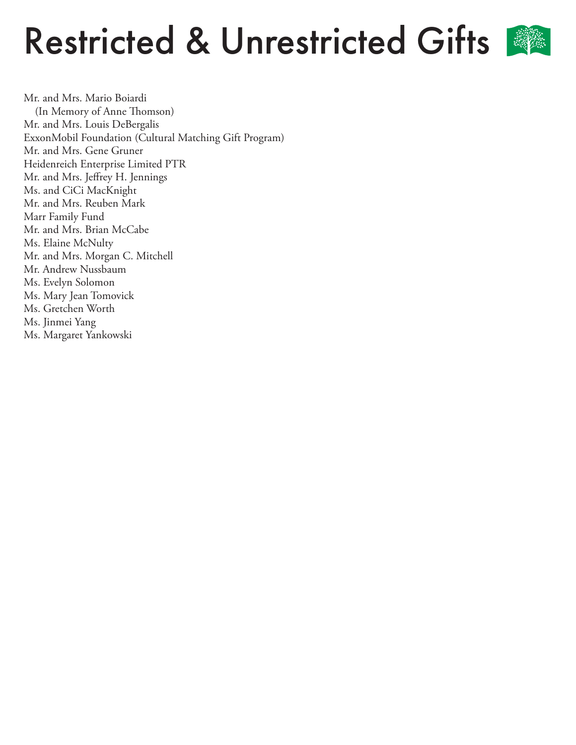# Restricted & Unrestricted Gifts

Mr. and Mrs. Mario Boiardi
(In Memory of Anne Thomson)
Mr. and Mrs. Louis DeBergalis
ExxonMobil Foundation (Cultural Matching Gift Program)
Mr. and Mrs. Gene Gruner
Heidenreich Enterprise Limited PTR
Mr. and Mrs. Jeffrey H. Jennings
Ms. and CiCi MacKnight
Mr. and Mrs. Reuben Mark
Marr Family Fund
Mr. and Mrs. Brian McCabe
Ms. Elaine McNulty
Mr. and Mrs. Morgan C. Mitchell
Mr. Andrew Nussbaum
Ms. Evelyn Solomon
Ms. Mary Jean Tomovick
Ms. Gretchen Worth
Ms. Jinmei Yang
Ms. Margaret Yankowski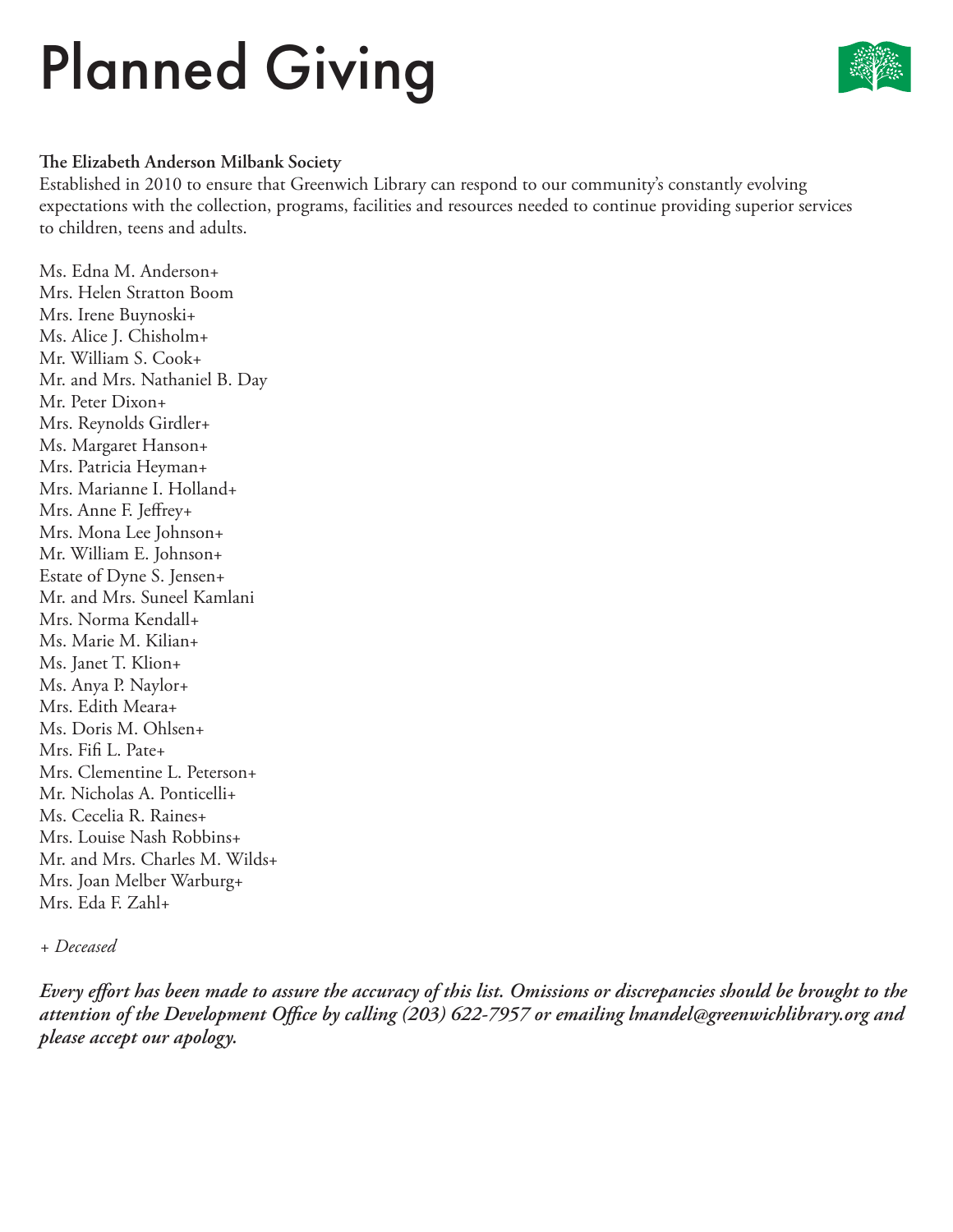# Planned Giving

**The Elizabeth Anderson Milbank Society**
Established in 2010 to ensure that Greenwich Library can respond to our community's constantly evolving expectations with the collection, programs, facilities and resources needed to continue providing superior services to children, teens and adults.

Ms. Edna M. Anderson+
Mrs. Helen Stratton Boom
Mrs. Irene Buynoski+
Ms. Alice J. Chisholm+
Mr. William S. Cook+
Mr. and Mrs. Nathaniel B. Day
Mr. Peter Dixon+
Mrs. Reynolds Girdler+
Ms. Margaret Hanson+
Mrs. Patricia Heyman+
Mrs. Marianne I. Holland+
Mrs. Anne F. Jeffrey+
Mrs. Mona Lee Johnson+
Mr. William E. Johnson+
Estate of Dyne S. Jensen+
Mr. and Mrs. Suneel Kamlani
Mrs. Norma Kendall+
Ms. Marie M. Kilian+
Ms. Janet T. Klion+
Ms. Anya P. Naylor+
Mrs. Edith Meara+
Ms. Doris M. Ohlsen+
Mrs. Fifi L. Pate+
Mrs. Clementine L. Peterson+
Mr. Nicholas A. Ponticelli+
Ms. Cecelia R. Raines+
Mrs. Louise Nash Robbins+
Mr. and Mrs. Charles M. Wilds+
Mrs. Joan Melber Warburg+
Mrs. Eda F. Zahl+

*+ Deceased*

***Every effort has been made to assure the accuracy of this list. Omissions or discrepancies should be brought to the attention of the Development Office by calling (203) 622-7957 or emailing lmandel@greenwichlibrary.org and please accept our apology.***